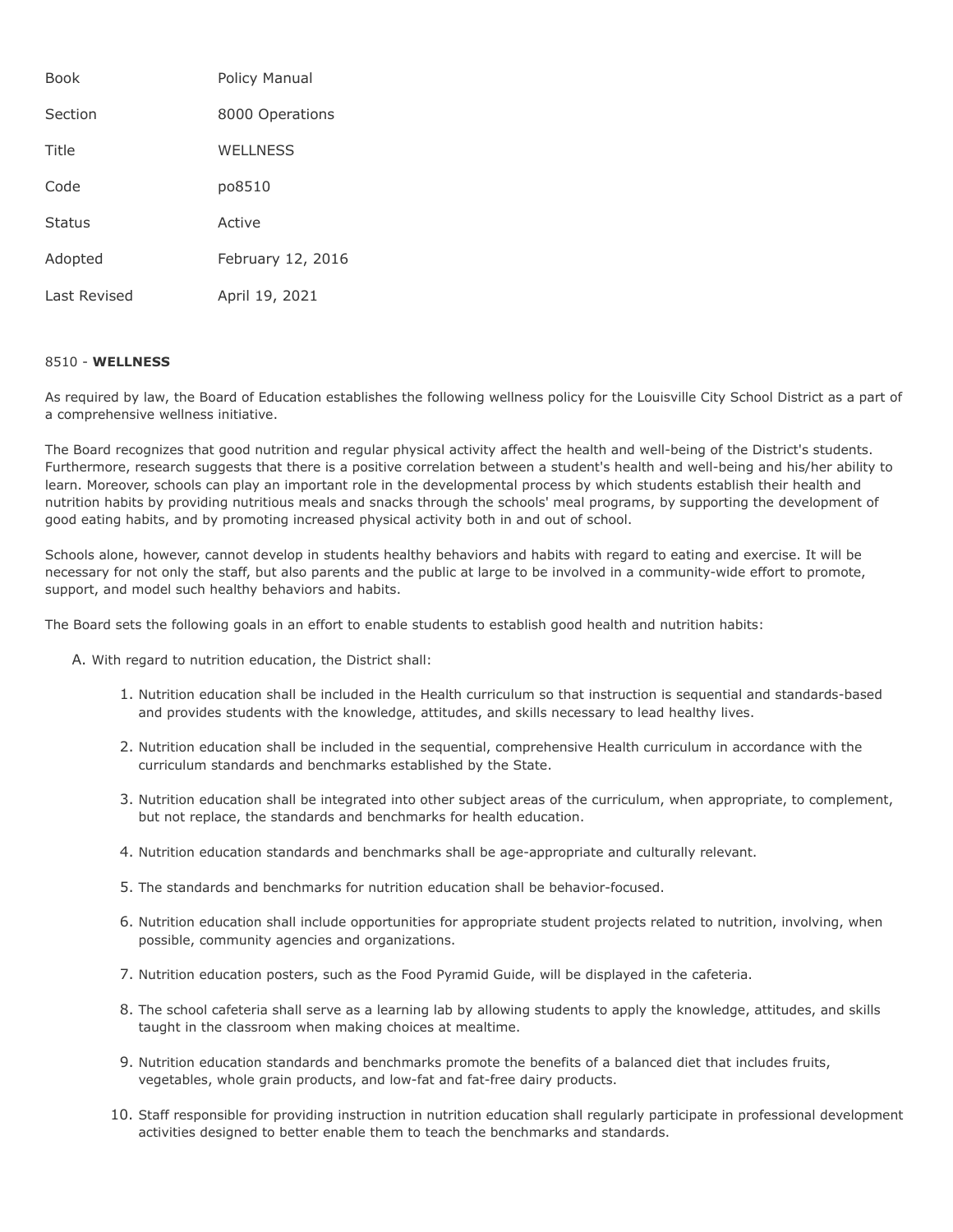| Book | Policy Manual |
|---|---|
| Section | 8000 Operations |
| Title | WELLNESS |
| Code | po8510 |
| Status | Active |
| Adopted | February 12, 2016 |
| Last Revised | April 19, 2021 |

8510 - **WELLNESS**

As required by law, the Board of Education establishes the following wellness policy for the Louisville City School District as a part of a comprehensive wellness initiative.

The Board recognizes that good nutrition and regular physical activity affect the health and well-being of the District's students. Furthermore, research suggests that there is a positive correlation between a student's health and well-being and his/her ability to learn. Moreover, schools can play an important role in the developmental process by which students establish their health and nutrition habits by providing nutritious meals and snacks through the schools' meal programs, by supporting the development of good eating habits, and by promoting increased physical activity both in and out of school.

Schools alone, however, cannot develop in students healthy behaviors and habits with regard to eating and exercise. It will be necessary for not only the staff, but also parents and the public at large to be involved in a community-wide effort to promote, support, and model such healthy behaviors and habits.

The Board sets the following goals in an effort to enable students to establish good health and nutrition habits:

A. With regard to nutrition education, the District shall:

   1. Nutrition education shall be included in the Health curriculum so that instruction is sequential and standards-based and provides students with the knowledge, attitudes, and skills necessary to lead healthy lives.

   2. Nutrition education shall be included in the sequential, comprehensive Health curriculum in accordance with the curriculum standards and benchmarks established by the State.

   3. Nutrition education shall be integrated into other subject areas of the curriculum, when appropriate, to complement, but not replace, the standards and benchmarks for health education.

   4. Nutrition education standards and benchmarks shall be age-appropriate and culturally relevant.

   5. The standards and benchmarks for nutrition education shall be behavior-focused.

   6. Nutrition education shall include opportunities for appropriate student projects related to nutrition, involving, when possible, community agencies and organizations.

   7. Nutrition education posters, such as the Food Pyramid Guide, will be displayed in the cafeteria.

   8. The school cafeteria shall serve as a learning lab by allowing students to apply the knowledge, attitudes, and skills taught in the classroom when making choices at mealtime.

   9. Nutrition education standards and benchmarks promote the benefits of a balanced diet that includes fruits, vegetables, whole grain products, and low-fat and fat-free dairy products.

   10. Staff responsible for providing instruction in nutrition education shall regularly participate in professional development activities designed to better enable them to teach the benchmarks and standards.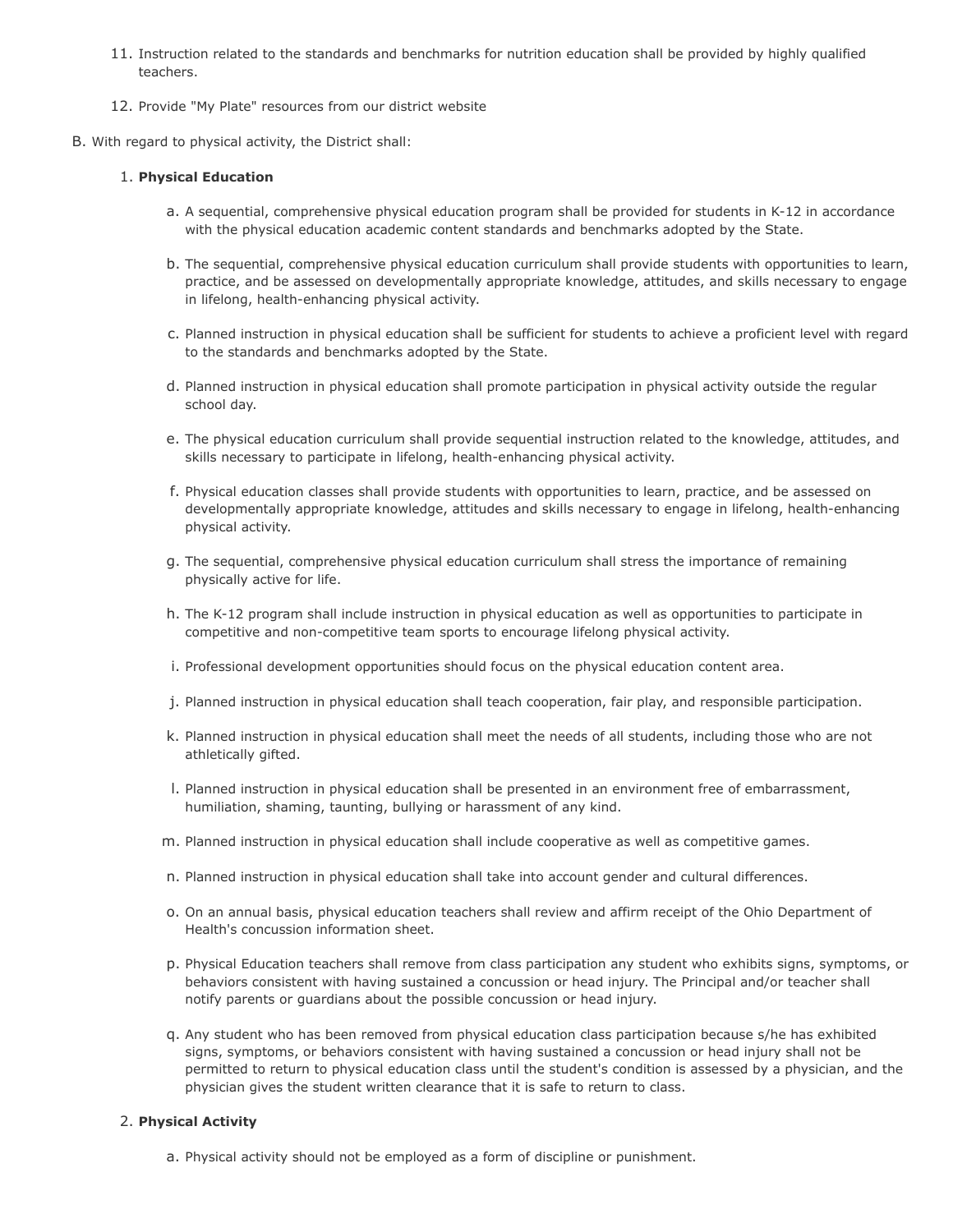11. Instruction related to the standards and benchmarks for nutrition education shall be provided by highly qualified teachers.

12. Provide "My Plate" resources from our district website

B. With regard to physical activity, the District shall:

1. **Physical Education**

    a. A sequential, comprehensive physical education program shall be provided for students in K-12 in accordance with the physical education academic content standards and benchmarks adopted by the State.

    b. The sequential, comprehensive physical education curriculum shall provide students with opportunities to learn, practice, and be assessed on developmentally appropriate knowledge, attitudes, and skills necessary to engage in lifelong, health-enhancing physical activity.

    c. Planned instruction in physical education shall be sufficient for students to achieve a proficient level with regard to the standards and benchmarks adopted by the State.

    d. Planned instruction in physical education shall promote participation in physical activity outside the regular school day.

    e. The physical education curriculum shall provide sequential instruction related to the knowledge, attitudes, and skills necessary to participate in lifelong, health-enhancing physical activity.

    f. Physical education classes shall provide students with opportunities to learn, practice, and be assessed on developmentally appropriate knowledge, attitudes and skills necessary to engage in lifelong, health-enhancing physical activity.

    g. The sequential, comprehensive physical education curriculum shall stress the importance of remaining physically active for life.

    h. The K-12 program shall include instruction in physical education as well as opportunities to participate in competitive and non-competitive team sports to encourage lifelong physical activity.

    i. Professional development opportunities should focus on the physical education content area.

    j. Planned instruction in physical education shall teach cooperation, fair play, and responsible participation.

    k. Planned instruction in physical education shall meet the needs of all students, including those who are not athletically gifted.

    l. Planned instruction in physical education shall be presented in an environment free of embarrassment, humiliation, shaming, taunting, bullying or harassment of any kind.

    m. Planned instruction in physical education shall include cooperative as well as competitive games.

    n. Planned instruction in physical education shall take into account gender and cultural differences.

    o. On an annual basis, physical education teachers shall review and affirm receipt of the Ohio Department of Health's concussion information sheet.

    p. Physical Education teachers shall remove from class participation any student who exhibits signs, symptoms, or behaviors consistent with having sustained a concussion or head injury. The Principal and/or teacher shall notify parents or guardians about the possible concussion or head injury.

    q. Any student who has been removed from physical education class participation because s/he has exhibited signs, symptoms, or behaviors consistent with having sustained a concussion or head injury shall not be permitted to return to physical education class until the student's condition is assessed by a physician, and the physician gives the student written clearance that it is safe to return to class.

2. **Physical Activity**

    a. Physical activity should not be employed as a form of discipline or punishment.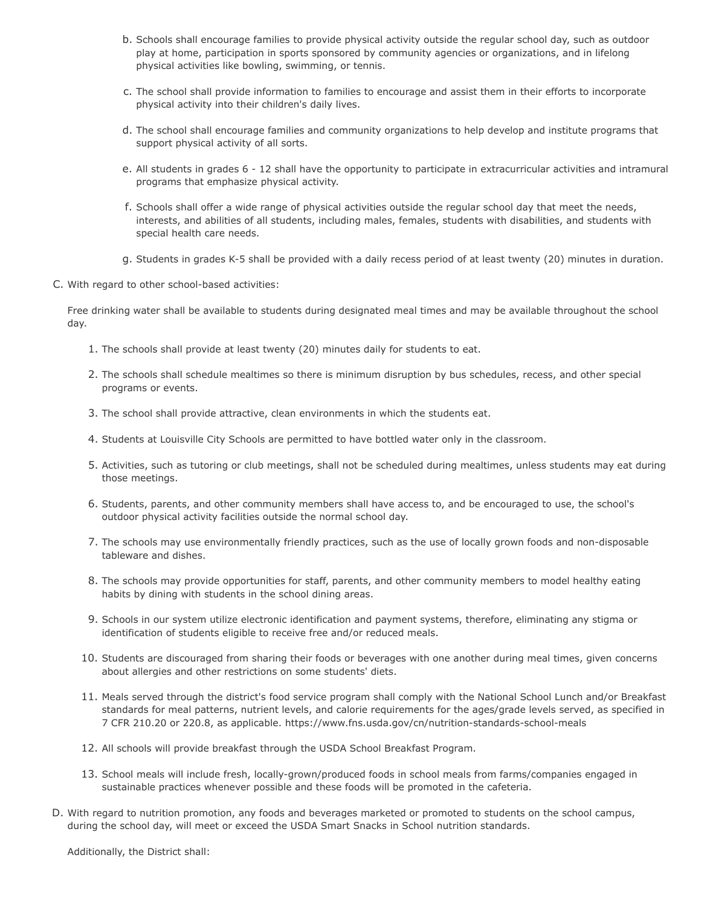b. Schools shall encourage families to provide physical activity outside the regular school day, such as outdoor play at home, participation in sports sponsored by community agencies or organizations, and in lifelong physical activities like bowling, swimming, or tennis.

c. The school shall provide information to families to encourage and assist them in their efforts to incorporate physical activity into their children's daily lives.

d. The school shall encourage families and community organizations to help develop and institute programs that support physical activity of all sorts.

e. All students in grades 6 - 12 shall have the opportunity to participate in extracurricular activities and intramural programs that emphasize physical activity.

f. Schools shall offer a wide range of physical activities outside the regular school day that meet the needs, interests, and abilities of all students, including males, females, students with disabilities, and students with special health care needs.

g. Students in grades K-5 shall be provided with a daily recess period of at least twenty (20) minutes in duration.

C. With regard to other school-based activities:

Free drinking water shall be available to students during designated meal times and may be available throughout the school day.

1. The schools shall provide at least twenty (20) minutes daily for students to eat.
2. The schools shall schedule mealtimes so there is minimum disruption by bus schedules, recess, and other special programs or events.
3. The school shall provide attractive, clean environments in which the students eat.
4. Students at Louisville City Schools are permitted to have bottled water only in the classroom.
5. Activities, such as tutoring or club meetings, shall not be scheduled during mealtimes, unless students may eat during those meetings.
6. Students, parents, and other community members shall have access to, and be encouraged to use, the school's outdoor physical activity facilities outside the normal school day.
7. The schools may use environmentally friendly practices, such as the use of locally grown foods and non-disposable tableware and dishes.
8. The schools may provide opportunities for staff, parents, and other community members to model healthy eating habits by dining with students in the school dining areas.
9. Schools in our system utilize electronic identification and payment systems, therefore, eliminating any stigma or identification of students eligible to receive free and/or reduced meals.
10. Students are discouraged from sharing their foods or beverages with one another during meal times, given concerns about allergies and other restrictions on some students' diets.
11. Meals served through the district's food service program shall comply with the National School Lunch and/or Breakfast standards for meal patterns, nutrient levels, and calorie requirements for the ages/grade levels served, as specified in 7 CFR 210.20 or 220.8, as applicable. https://www.fns.usda.gov/cn/nutrition-standards-school-meals
12. All schools will provide breakfast through the USDA School Breakfast Program.
13. School meals will include fresh, locally-grown/produced foods in school meals from farms/companies engaged in sustainable practices whenever possible and these foods will be promoted in the cafeteria.

D. With regard to nutrition promotion, any foods and beverages marketed or promoted to students on the school campus, during the school day, will meet or exceed the USDA Smart Snacks in School nutrition standards.

Additionally, the District shall: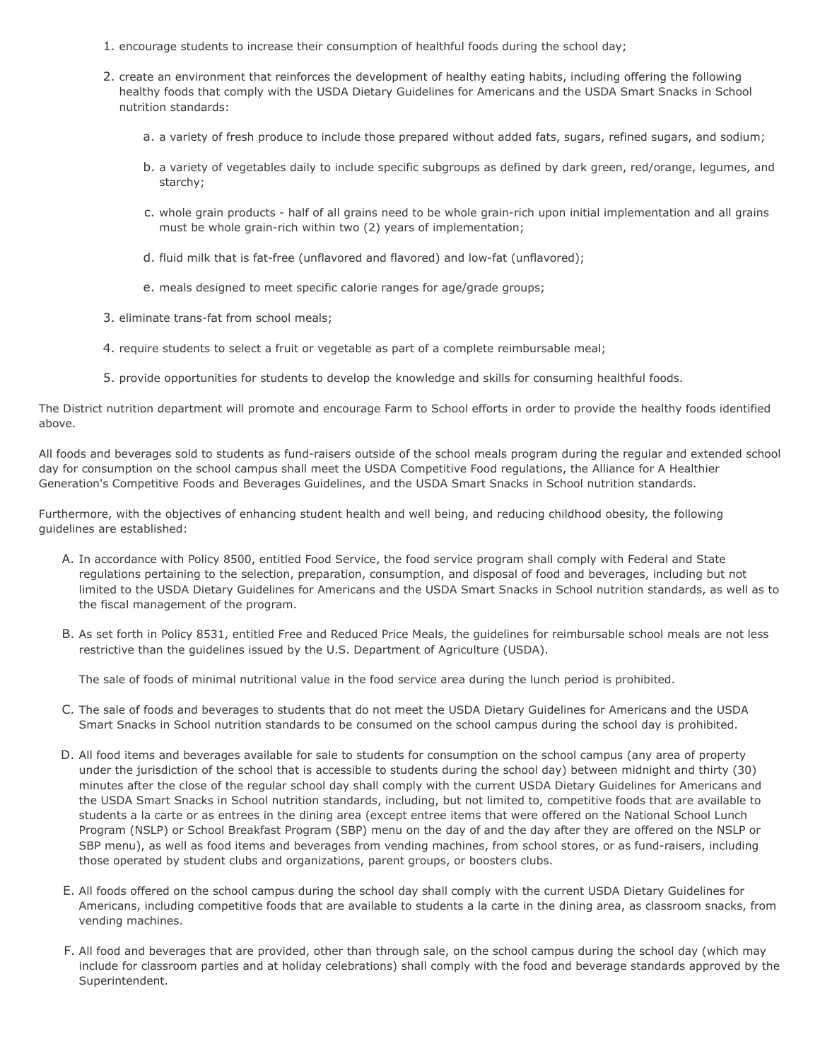1. encourage students to increase their consumption of healthful foods during the school day;
2. create an environment that reinforces the development of healthy eating habits, including offering the following healthy foods that comply with the USDA Dietary Guidelines for Americans and the USDA Smart Snacks in School nutrition standards:
    a. a variety of fresh produce to include those prepared without added fats, sugars, refined sugars, and sodium;
    b. a variety of vegetables daily to include specific subgroups as defined by dark green, red/orange, legumes, and starchy;
    c. whole grain products - half of all grains need to be whole grain-rich upon initial implementation and all grains must be whole grain-rich within two (2) years of implementation;
    d. fluid milk that is fat-free (unflavored and flavored) and low-fat (unflavored);
    e. meals designed to meet specific calorie ranges for age/grade groups;
3. eliminate trans-fat from school meals;
4. require students to select a fruit or vegetable as part of a complete reimbursable meal;
5. provide opportunities for students to develop the knowledge and skills for consuming healthful foods.

The District nutrition department will promote and encourage Farm to School efforts in order to provide the healthy foods identified above.

All foods and beverages sold to students as fund-raisers outside of the school meals program during the regular and extended school day for consumption on the school campus shall meet the USDA Competitive Food regulations, the Alliance for A Healthier Generation's Competitive Foods and Beverages Guidelines, and the USDA Smart Snacks in School nutrition standards.

Furthermore, with the objectives of enhancing student health and well being, and reducing childhood obesity, the following guidelines are established:

A. In accordance with Policy 8500, entitled Food Service, the food service program shall comply with Federal and State regulations pertaining to the selection, preparation, consumption, and disposal of food and beverages, including but not limited to the USDA Dietary Guidelines for Americans and the USDA Smart Snacks in School nutrition standards, as well as to the fiscal management of the program.

B. As set forth in Policy 8531, entitled Free and Reduced Price Meals, the guidelines for reimbursable school meals are not less restrictive than the guidelines issued by the U.S. Department of Agriculture (USDA).

   The sale of foods of minimal nutritional value in the food service area during the lunch period is prohibited.

C. The sale of foods and beverages to students that do not meet the USDA Dietary Guidelines for Americans and the USDA Smart Snacks in School nutrition standards to be consumed on the school campus during the school day is prohibited.

D. All food items and beverages available for sale to students for consumption on the school campus (any area of property under the jurisdiction of the school that is accessible to students during the school day) between midnight and thirty (30) minutes after the close of the regular school day shall comply with the current USDA Dietary Guidelines for Americans and the USDA Smart Snacks in School nutrition standards, including, but not limited to, competitive foods that are available to students a la carte or as entrees in the dining area (except entree items that were offered on the National School Lunch Program (NSLP) or School Breakfast Program (SBP) menu on the day of and the day after they are offered on the NSLP or SBP menu), as well as food items and beverages from vending machines, from school stores, or as fund-raisers, including those operated by student clubs and organizations, parent groups, or boosters clubs.

E. All foods offered on the school campus during the school day shall comply with the current USDA Dietary Guidelines for Americans, including competitive foods that are available to students a la carte in the dining area, as classroom snacks, from vending machines.

F. All food and beverages that are provided, other than through sale, on the school campus during the school day (which may include for classroom parties and at holiday celebrations) shall comply with the food and beverage standards approved by the Superintendent.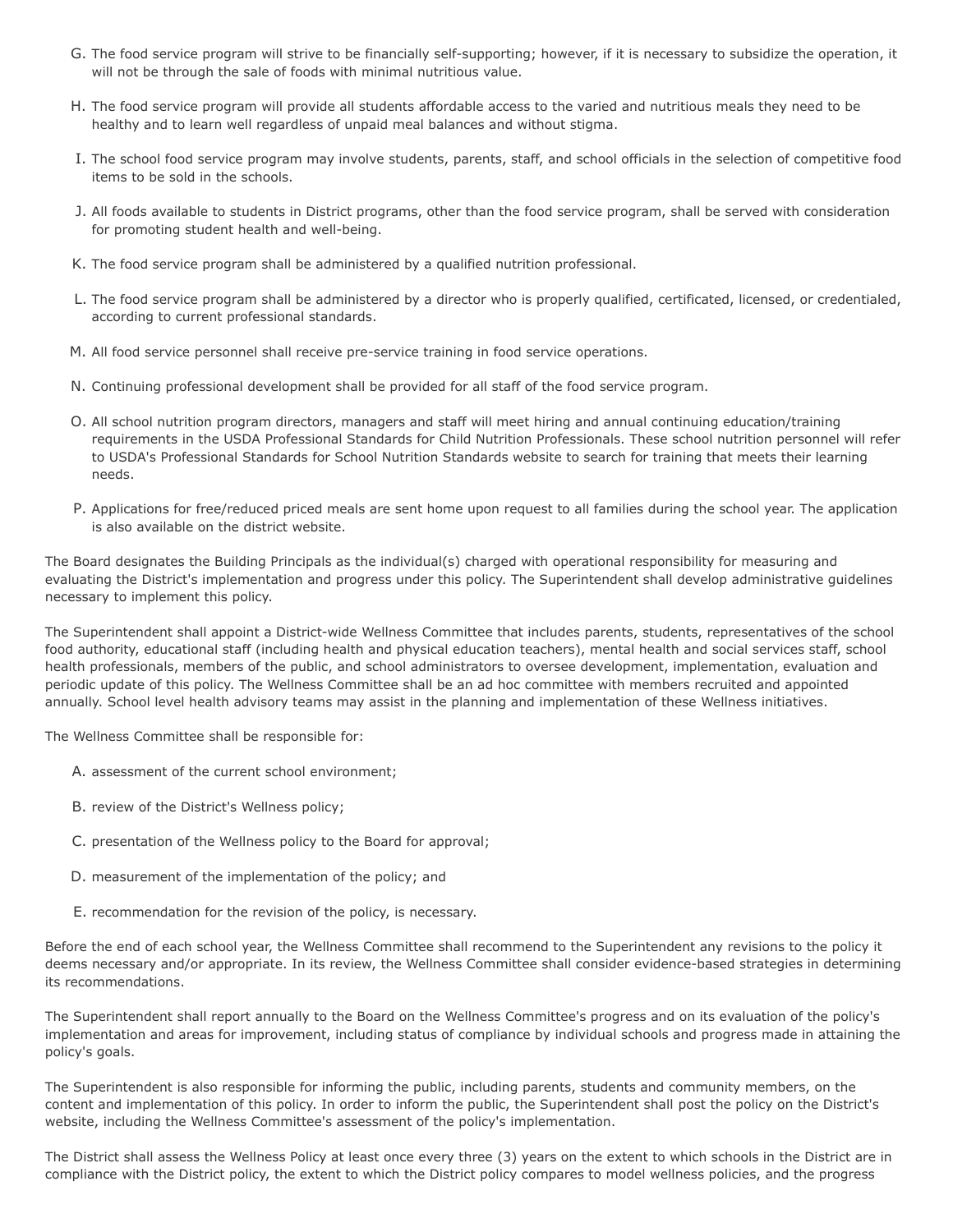G. The food service program will strive to be financially self-supporting; however, if it is necessary to subsidize the operation, it will not be through the sale of foods with minimal nutritious value.

H. The food service program will provide all students affordable access to the varied and nutritious meals they need to be healthy and to learn well regardless of unpaid meal balances and without stigma.

I. The school food service program may involve students, parents, staff, and school officials in the selection of competitive food items to be sold in the schools.

J. All foods available to students in District programs, other than the food service program, shall be served with consideration for promoting student health and well-being.

K. The food service program shall be administered by a qualified nutrition professional.

L. The food service program shall be administered by a director who is properly qualified, certificated, licensed, or credentialed, according to current professional standards.

M. All food service personnel shall receive pre-service training in food service operations.

N. Continuing professional development shall be provided for all staff of the food service program.

O. All school nutrition program directors, managers and staff will meet hiring and annual continuing education/training requirements in the USDA Professional Standards for Child Nutrition Professionals. These school nutrition personnel will refer to USDA's Professional Standards for School Nutrition Standards website to search for training that meets their learning needs.

P. Applications for free/reduced priced meals are sent home upon request to all families during the school year. The application is also available on the district website.

The Board designates the Building Principals as the individual(s) charged with operational responsibility for measuring and evaluating the District's implementation and progress under this policy. The Superintendent shall develop administrative guidelines necessary to implement this policy.

The Superintendent shall appoint a District-wide Wellness Committee that includes parents, students, representatives of the school food authority, educational staff (including health and physical education teachers), mental health and social services staff, school health professionals, members of the public, and school administrators to oversee development, implementation, evaluation and periodic update of this policy. The Wellness Committee shall be an ad hoc committee with members recruited and appointed annually. School level health advisory teams may assist in the planning and implementation of these Wellness initiatives.

The Wellness Committee shall be responsible for:

A. assessment of the current school environment;

B. review of the District's Wellness policy;

C. presentation of the Wellness policy to the Board for approval;

D. measurement of the implementation of the policy; and

E. recommendation for the revision of the policy, is necessary.

Before the end of each school year, the Wellness Committee shall recommend to the Superintendent any revisions to the policy it deems necessary and/or appropriate. In its review, the Wellness Committee shall consider evidence-based strategies in determining its recommendations.

The Superintendent shall report annually to the Board on the Wellness Committee's progress and on its evaluation of the policy's implementation and areas for improvement, including status of compliance by individual schools and progress made in attaining the policy's goals.

The Superintendent is also responsible for informing the public, including parents, students and community members, on the content and implementation of this policy. In order to inform the public, the Superintendent shall post the policy on the District's website, including the Wellness Committee's assessment of the policy's implementation.

The District shall assess the Wellness Policy at least once every three (3) years on the extent to which schools in the District are in compliance with the District policy, the extent to which the District policy compares to model wellness policies, and the progress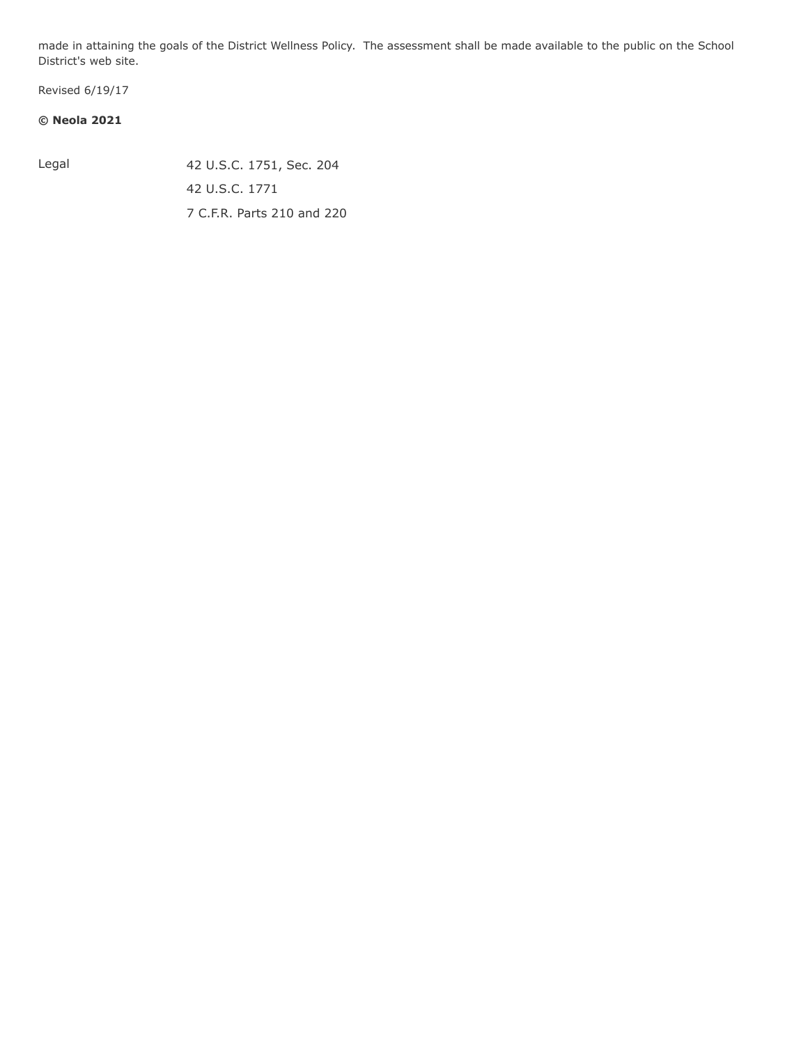made in attaining the goals of the District Wellness Policy. The assessment shall be made available to the public on the School District's web site.

Revised 6/19/17

**© Neola 2021**

| | |
|---|---|
| Legal | 42 U.S.C. 1751, Sec. 204 |
| | 42 U.S.C. 1771 |
| | 7 C.F.R. Parts 210 and 220 |